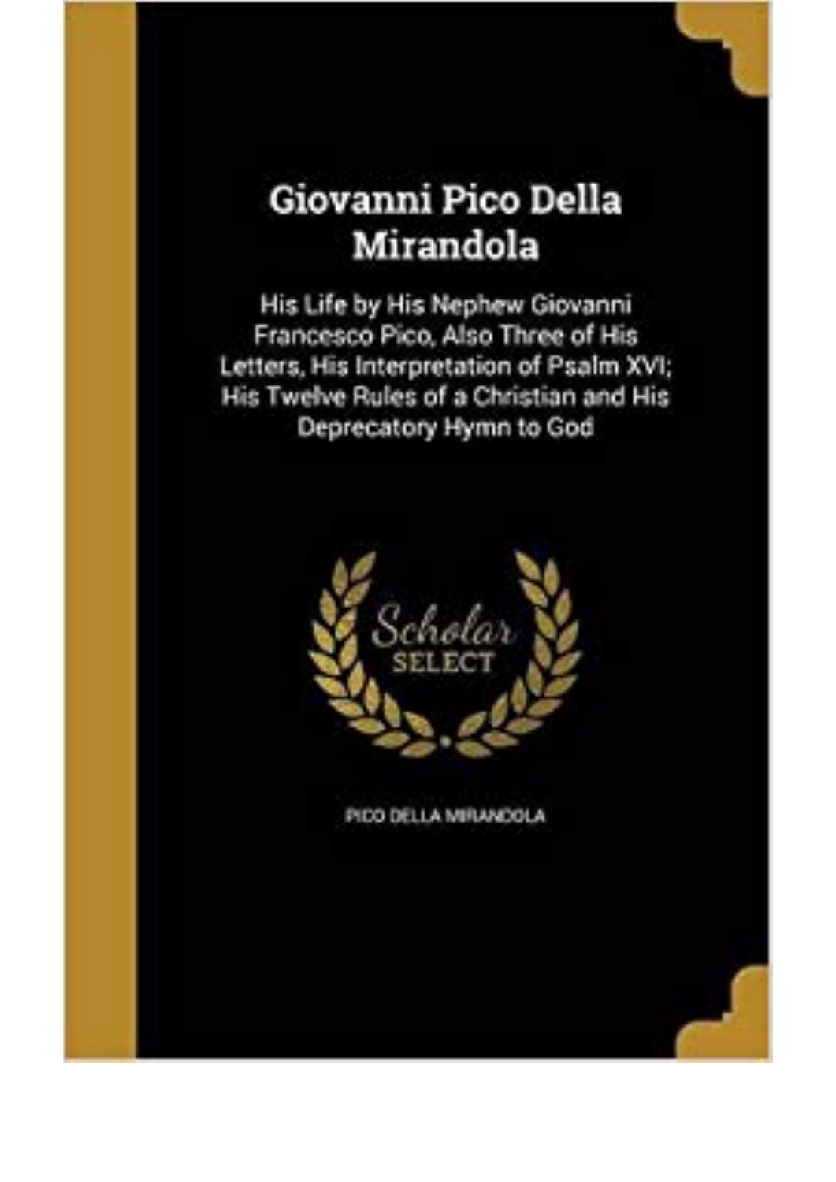# Giovanni Pico Della Mirandola

His Life by His Nephew Giovanni Francesco Pico, Also Three of His Letters, His Interpretation of Psalm XVI; His Twelve Rules of a Christian and His Deprecatory Hymn to God

Scholar SELECT

PICO DELLA MIRANDOLA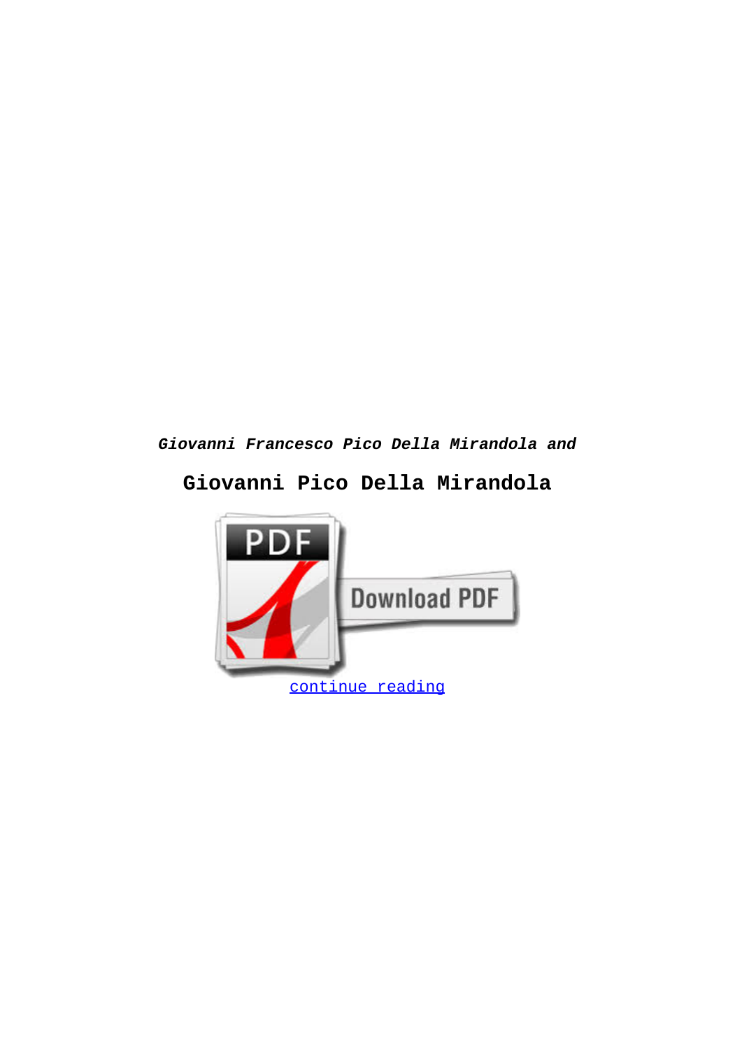***Giovanni Francesco Pico Della Mirandola and***

## Giovanni Pico Della Mirandola

continue reading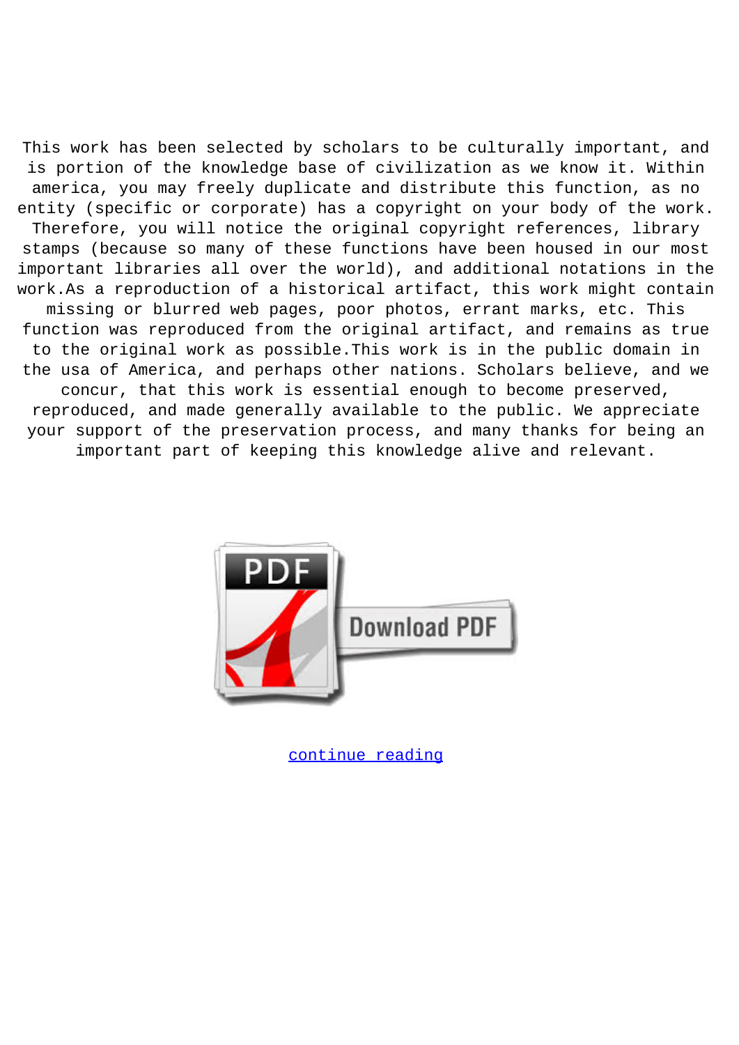This work has been selected by scholars to be culturally important, and is portion of the knowledge base of civilization as we know it. Within america, you may freely duplicate and distribute this function, as no entity (specific or corporate) has a copyright on your body of the work. Therefore, you will notice the original copyright references, library stamps (because so many of these functions have been housed in our most important libraries all over the world), and additional notations in the work.As a reproduction of a historical artifact, this work might contain missing or blurred web pages, poor photos, errant marks, etc. This function was reproduced from the original artifact, and remains as true to the original work as possible.This work is in the public domain in the usa of America, and perhaps other nations. Scholars believe, and we concur, that this work is essential enough to become preserved, reproduced, and made generally available to the public. We appreciate your support of the preservation process, and many thanks for being an important part of keeping this knowledge alive and relevant.

Download PDF

continue reading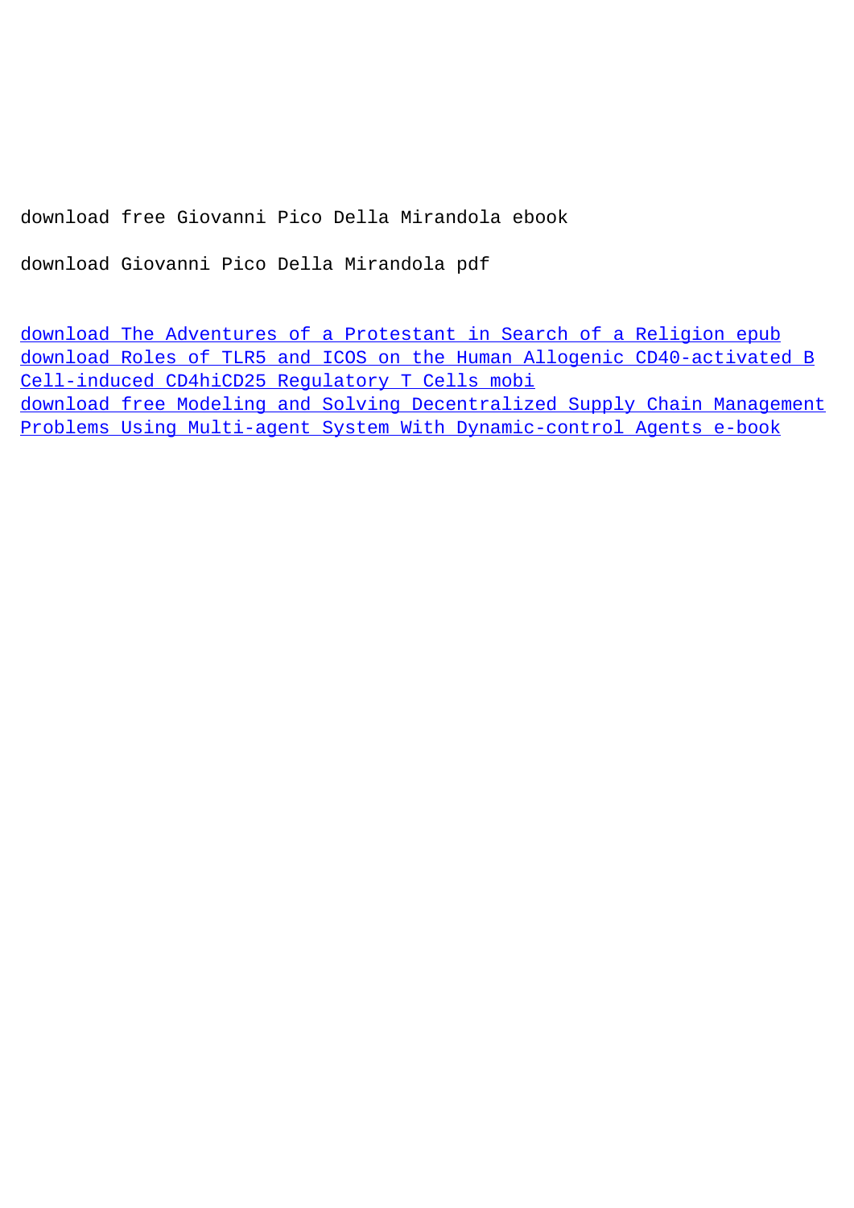download free Giovanni Pico Della Mirandola ebook

download Giovanni Pico Della Mirandola pdf

download The Adventures of a Protestant in Search of a Religion epub
download Roles of TLR5 and ICOS on the Human Allogenic CD40-activated B Cell-induced CD4hiCD25 Regulatory T Cells mobi
download free Modeling and Solving Decentralized Supply Chain Management Problems Using Multi-agent System With Dynamic-control Agents e-book